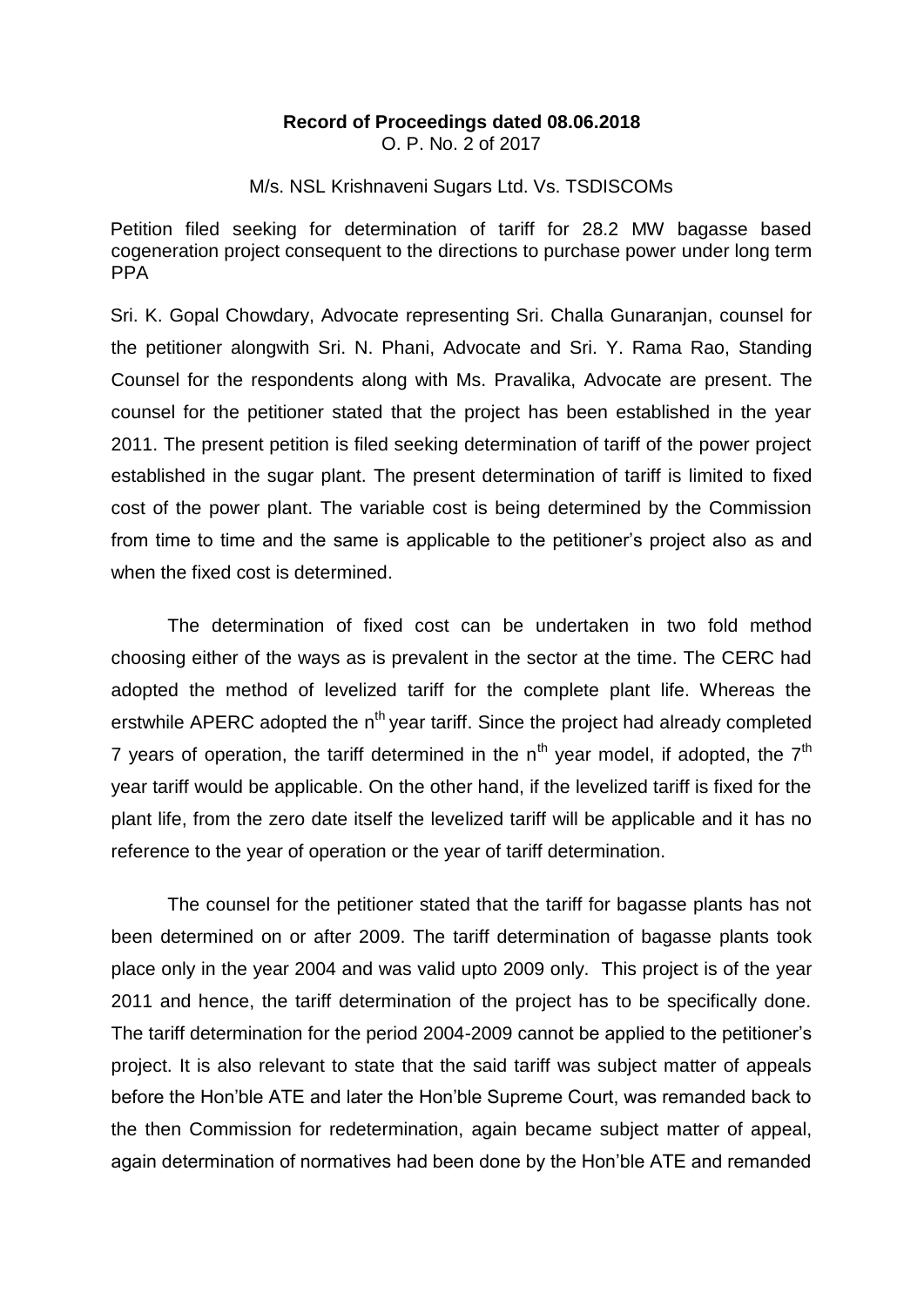**Record of Proceedings dated 08.06.2018**

O. P. No. 2 of 2017

M/s. NSL Krishnaveni Sugars Ltd. Vs. TSDISCOMs

Petition filed seeking for determination of tariff for 28.2 MW bagasse based cogeneration project consequent to the directions to purchase power under long term PPA

Sri. K. Gopal Chowdary, Advocate representing Sri. Challa Gunaranjan, counsel for the petitioner alongwith Sri. N. Phani, Advocate and Sri. Y. Rama Rao, Standing Counsel for the respondents along with Ms. Pravalika, Advocate are present. The counsel for the petitioner stated that the project has been established in the year 2011. The present petition is filed seeking determination of tariff of the power project established in the sugar plant. The present determination of tariff is limited to fixed cost of the power plant. The variable cost is being determined by the Commission from time to time and the same is applicable to the petitioner's project also as and when the fixed cost is determined.

The determination of fixed cost can be undertaken in two fold method choosing either of the ways as is prevalent in the sector at the time. The CERC had adopted the method of levelized tariff for the complete plant life. Whereas the erstwhile APERC adopted the $n^{th}$ year tariff. Since the project had already completed 7 years of operation, the tariff determined in the $n^{th}$ year model, if adopted, the $7^{th}$ year tariff would be applicable. On the other hand, if the levelized tariff is fixed for the plant life, from the zero date itself the levelized tariff will be applicable and it has no reference to the year of operation or the year of tariff determination.

The counsel for the petitioner stated that the tariff for bagasse plants has not been determined on or after 2009. The tariff determination of bagasse plants took place only in the year 2004 and was valid upto 2009 only. This project is of the year 2011 and hence, the tariff determination of the project has to be specifically done. The tariff determination for the period 2004-2009 cannot be applied to the petitioner's project. It is also relevant to state that the said tariff was subject matter of appeals before the Hon'ble ATE and later the Hon'ble Supreme Court, was remanded back to the then Commission for redetermination, again became subject matter of appeal, again determination of normatives had been done by the Hon'ble ATE and remanded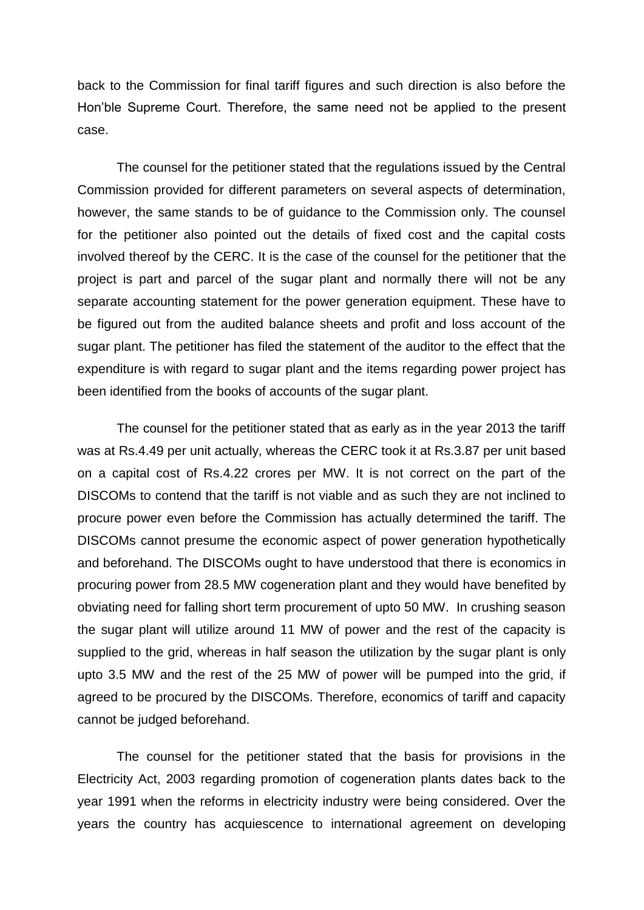back to the Commission for final tariff figures and such direction is also before the Hon'ble Supreme Court. Therefore, the same need not be applied to the present case.

The counsel for the petitioner stated that the regulations issued by the Central Commission provided for different parameters on several aspects of determination, however, the same stands to be of guidance to the Commission only. The counsel for the petitioner also pointed out the details of fixed cost and the capital costs involved thereof by the CERC. It is the case of the counsel for the petitioner that the project is part and parcel of the sugar plant and normally there will not be any separate accounting statement for the power generation equipment. These have to be figured out from the audited balance sheets and profit and loss account of the sugar plant. The petitioner has filed the statement of the auditor to the effect that the expenditure is with regard to sugar plant and the items regarding power project has been identified from the books of accounts of the sugar plant.

The counsel for the petitioner stated that as early as in the year 2013 the tariff was at Rs.4.49 per unit actually, whereas the CERC took it at Rs.3.87 per unit based on a capital cost of Rs.4.22 crores per MW. It is not correct on the part of the DISCOMs to contend that the tariff is not viable and as such they are not inclined to procure power even before the Commission has actually determined the tariff. The DISCOMs cannot presume the economic aspect of power generation hypothetically and beforehand. The DISCOMs ought to have understood that there is economics in procuring power from 28.5 MW cogeneration plant and they would have benefited by obviating need for falling short term procurement of upto 50 MW. In crushing season the sugar plant will utilize around 11 MW of power and the rest of the capacity is supplied to the grid, whereas in half season the utilization by the sugar plant is only upto 3.5 MW and the rest of the 25 MW of power will be pumped into the grid, if agreed to be procured by the DISCOMs. Therefore, economics of tariff and capacity cannot be judged beforehand.

The counsel for the petitioner stated that the basis for provisions in the Electricity Act, 2003 regarding promotion of cogeneration plants dates back to the year 1991 when the reforms in electricity industry were being considered. Over the years the country has acquiescence to international agreement on developing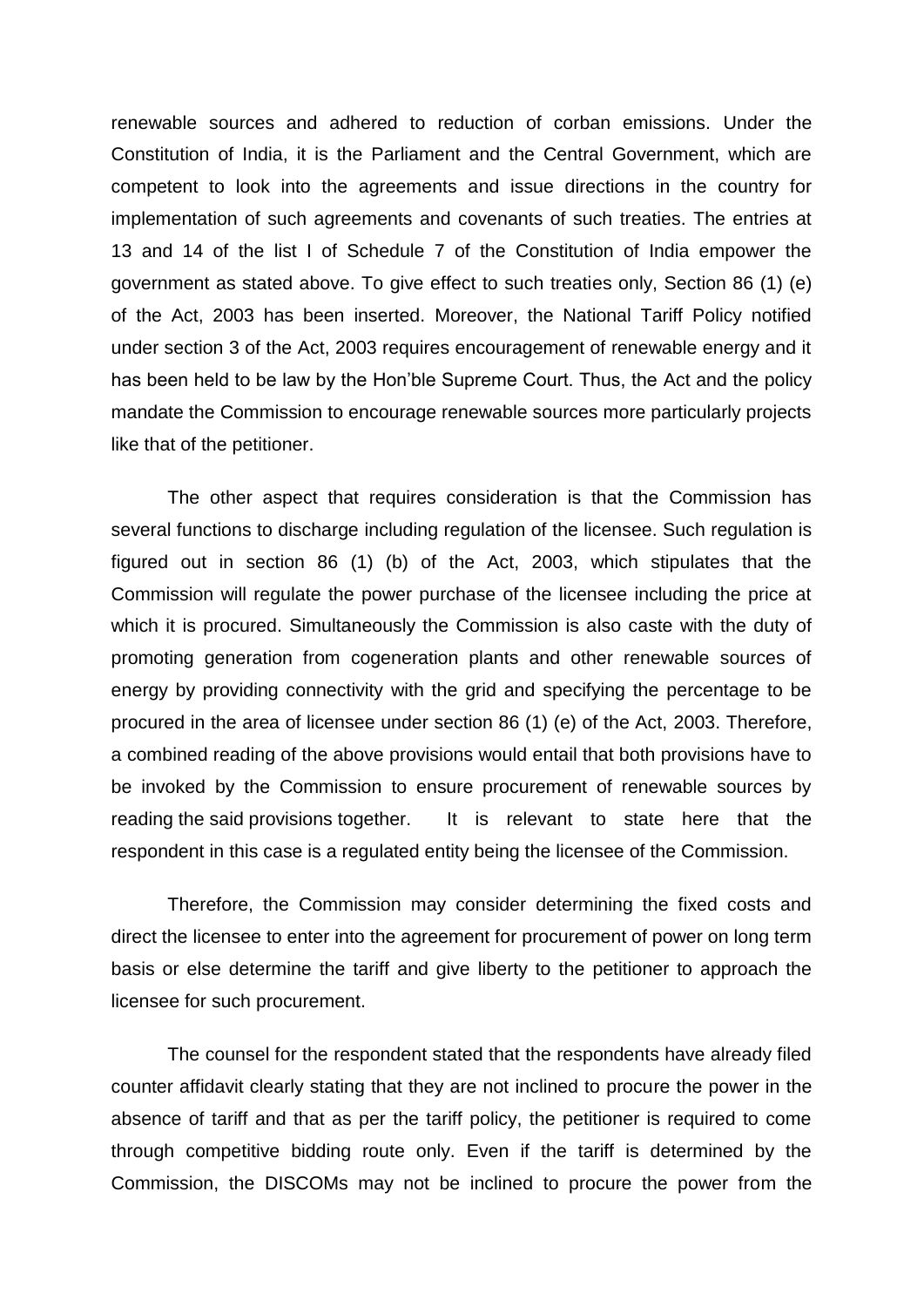renewable sources and adhered to reduction of corban emissions. Under the Constitution of India, it is the Parliament and the Central Government, which are competent to look into the agreements and issue directions in the country for implementation of such agreements and covenants of such treaties. The entries at 13 and 14 of the list I of Schedule 7 of the Constitution of India empower the government as stated above. To give effect to such treaties only, Section 86 (1) (e) of the Act, 2003 has been inserted. Moreover, the National Tariff Policy notified under section 3 of the Act, 2003 requires encouragement of renewable energy and it has been held to be law by the Hon'ble Supreme Court. Thus, the Act and the policy mandate the Commission to encourage renewable sources more particularly projects like that of the petitioner.

The other aspect that requires consideration is that the Commission has several functions to discharge including regulation of the licensee. Such regulation is figured out in section 86 (1) (b) of the Act, 2003, which stipulates that the Commission will regulate the power purchase of the licensee including the price at which it is procured. Simultaneously the Commission is also caste with the duty of promoting generation from cogeneration plants and other renewable sources of energy by providing connectivity with the grid and specifying the percentage to be procured in the area of licensee under section 86 (1) (e) of the Act, 2003. Therefore, a combined reading of the above provisions would entail that both provisions have to be invoked by the Commission to ensure procurement of renewable sources by reading the said provisions together. It is relevant to state here that the respondent in this case is a regulated entity being the licensee of the Commission.

Therefore, the Commission may consider determining the fixed costs and direct the licensee to enter into the agreement for procurement of power on long term basis or else determine the tariff and give liberty to the petitioner to approach the licensee for such procurement.

The counsel for the respondent stated that the respondents have already filed counter affidavit clearly stating that they are not inclined to procure the power in the absence of tariff and that as per the tariff policy, the petitioner is required to come through competitive bidding route only. Even if the tariff is determined by the Commission, the DISCOMs may not be inclined to procure the power from the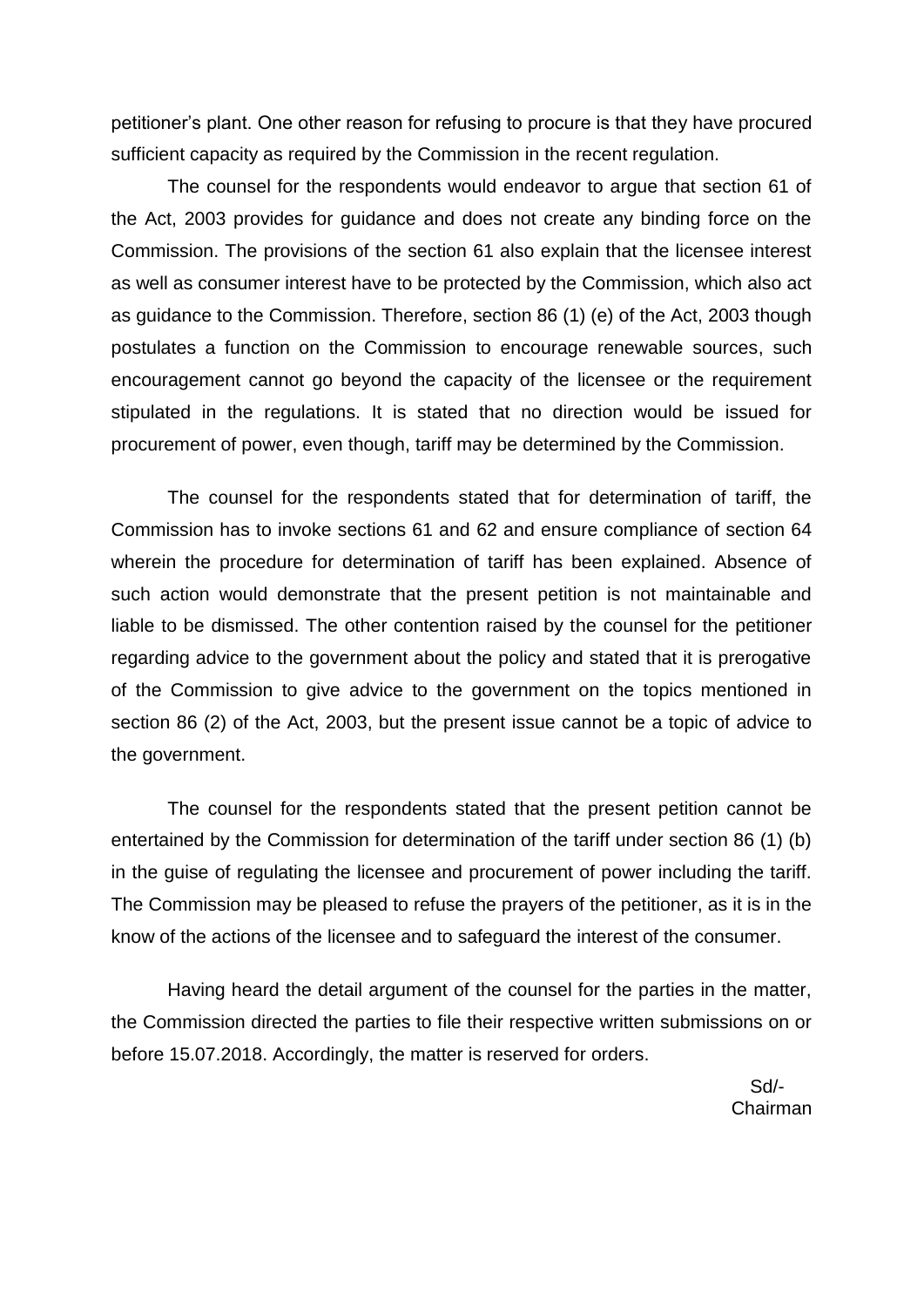petitioner's plant. One other reason for refusing to procure is that they have procured sufficient capacity as required by the Commission in the recent regulation.

The counsel for the respondents would endeavor to argue that section 61 of the Act, 2003 provides for guidance and does not create any binding force on the Commission. The provisions of the section 61 also explain that the licensee interest as well as consumer interest have to be protected by the Commission, which also act as guidance to the Commission. Therefore, section 86 (1) (e) of the Act, 2003 though postulates a function on the Commission to encourage renewable sources, such encouragement cannot go beyond the capacity of the licensee or the requirement stipulated in the regulations. It is stated that no direction would be issued for procurement of power, even though, tariff may be determined by the Commission.

The counsel for the respondents stated that for determination of tariff, the Commission has to invoke sections 61 and 62 and ensure compliance of section 64 wherein the procedure for determination of tariff has been explained. Absence of such action would demonstrate that the present petition is not maintainable and liable to be dismissed. The other contention raised by the counsel for the petitioner regarding advice to the government about the policy and stated that it is prerogative of the Commission to give advice to the government on the topics mentioned in section 86 (2) of the Act, 2003, but the present issue cannot be a topic of advice to the government.

The counsel for the respondents stated that the present petition cannot be entertained by the Commission for determination of the tariff under section 86 (1) (b) in the guise of regulating the licensee and procurement of power including the tariff. The Commission may be pleased to refuse the prayers of the petitioner, as it is in the know of the actions of the licensee and to safeguard the interest of the consumer.

Having heard the detail argument of the counsel for the parties in the matter, the Commission directed the parties to file their respective written submissions on or before 15.07.2018. Accordingly, the matter is reserved for orders.

Sd/-
Chairman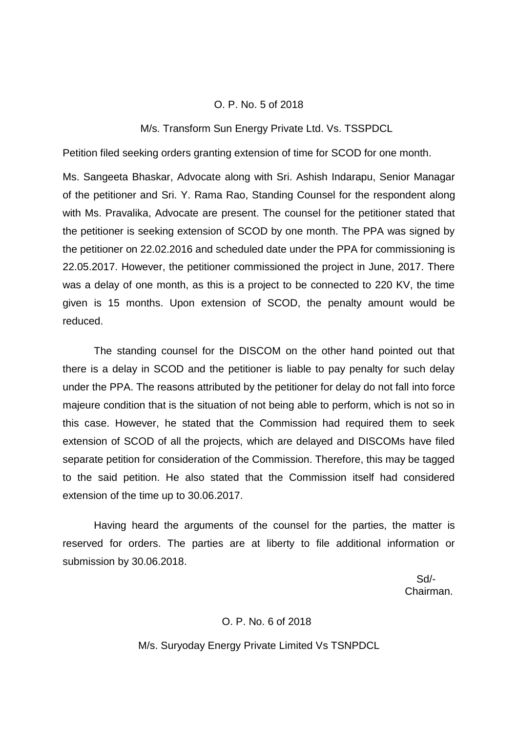O. P. No. 5 of 2018

M/s. Transform Sun Energy Private Ltd. Vs. TSSPDCL

Petition filed seeking orders granting extension of time for SCOD for one month.

Ms. Sangeeta Bhaskar, Advocate along with Sri. Ashish Indarapu, Senior Managar of the petitioner and Sri. Y. Rama Rao, Standing Counsel for the respondent along with Ms. Pravalika, Advocate are present. The counsel for the petitioner stated that the petitioner is seeking extension of SCOD by one month. The PPA was signed by the petitioner on 22.02.2016 and scheduled date under the PPA for commissioning is 22.05.2017. However, the petitioner commissioned the project in June, 2017. There was a delay of one month, as this is a project to be connected to 220 KV, the time given is 15 months. Upon extension of SCOD, the penalty amount would be reduced.

The standing counsel for the DISCOM on the other hand pointed out that there is a delay in SCOD and the petitioner is liable to pay penalty for such delay under the PPA. The reasons attributed by the petitioner for delay do not fall into force majeure condition that is the situation of not being able to perform, which is not so in this case. However, he stated that the Commission had required them to seek extension of SCOD of all the projects, which are delayed and DISCOMs have filed separate petition for consideration of the Commission. Therefore, this may be tagged to the said petition. He also stated that the Commission itself had considered extension of the time up to 30.06.2017.

Having heard the arguments of the counsel for the parties, the matter is reserved for orders. The parties are at liberty to file additional information or submission by 30.06.2018.

Sd/-
Chairman.

O. P. No. 6 of 2018

M/s. Suryoday Energy Private Limited Vs TSNPDCL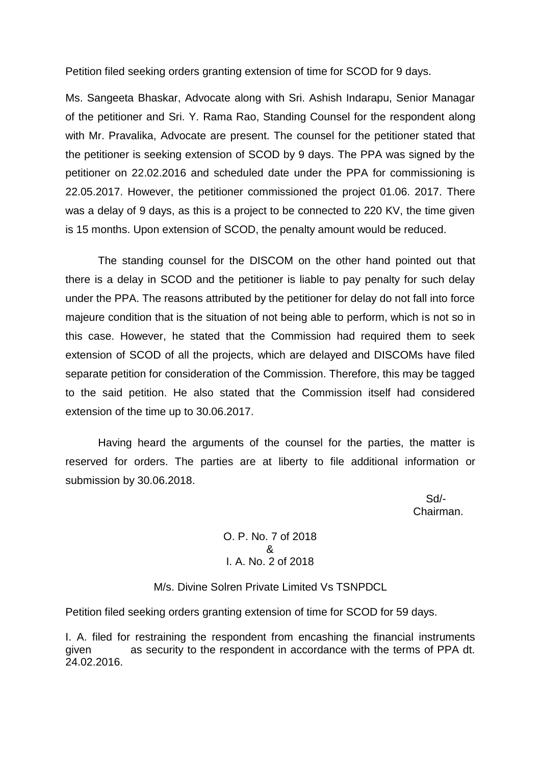Petition filed seeking orders granting extension of time for SCOD for 9 days.

Ms. Sangeeta Bhaskar, Advocate along with Sri. Ashish Indarapu, Senior Managar of the petitioner and Sri. Y. Rama Rao, Standing Counsel for the respondent along with Mr. Pravalika, Advocate are present. The counsel for the petitioner stated that the petitioner is seeking extension of SCOD by 9 days. The PPA was signed by the petitioner on 22.02.2016 and scheduled date under the PPA for commissioning is 22.05.2017. However, the petitioner commissioned the project 01.06. 2017. There was a delay of 9 days, as this is a project to be connected to 220 KV, the time given is 15 months. Upon extension of SCOD, the penalty amount would be reduced.

The standing counsel for the DISCOM on the other hand pointed out that there is a delay in SCOD and the petitioner is liable to pay penalty for such delay under the PPA. The reasons attributed by the petitioner for delay do not fall into force majeure condition that is the situation of not being able to perform, which is not so in this case. However, he stated that the Commission had required them to seek extension of SCOD of all the projects, which are delayed and DISCOMs have filed separate petition for consideration of the Commission. Therefore, this may be tagged to the said petition. He also stated that the Commission itself had considered extension of the time up to 30.06.2017.

Having heard the arguments of the counsel for the parties, the matter is reserved for orders. The parties are at liberty to file additional information or submission by 30.06.2018.

Sd/-
Chairman.

O. P. No. 7 of 2018
&
I. A. No. 2 of 2018

M/s. Divine Solren Private Limited Vs TSNPDCL

Petition filed seeking orders granting extension of time for SCOD for 59 days.

I. A. filed for restraining the respondent from encashing the financial instruments given as security to the respondent in accordance with the terms of PPA dt. 24.02.2016.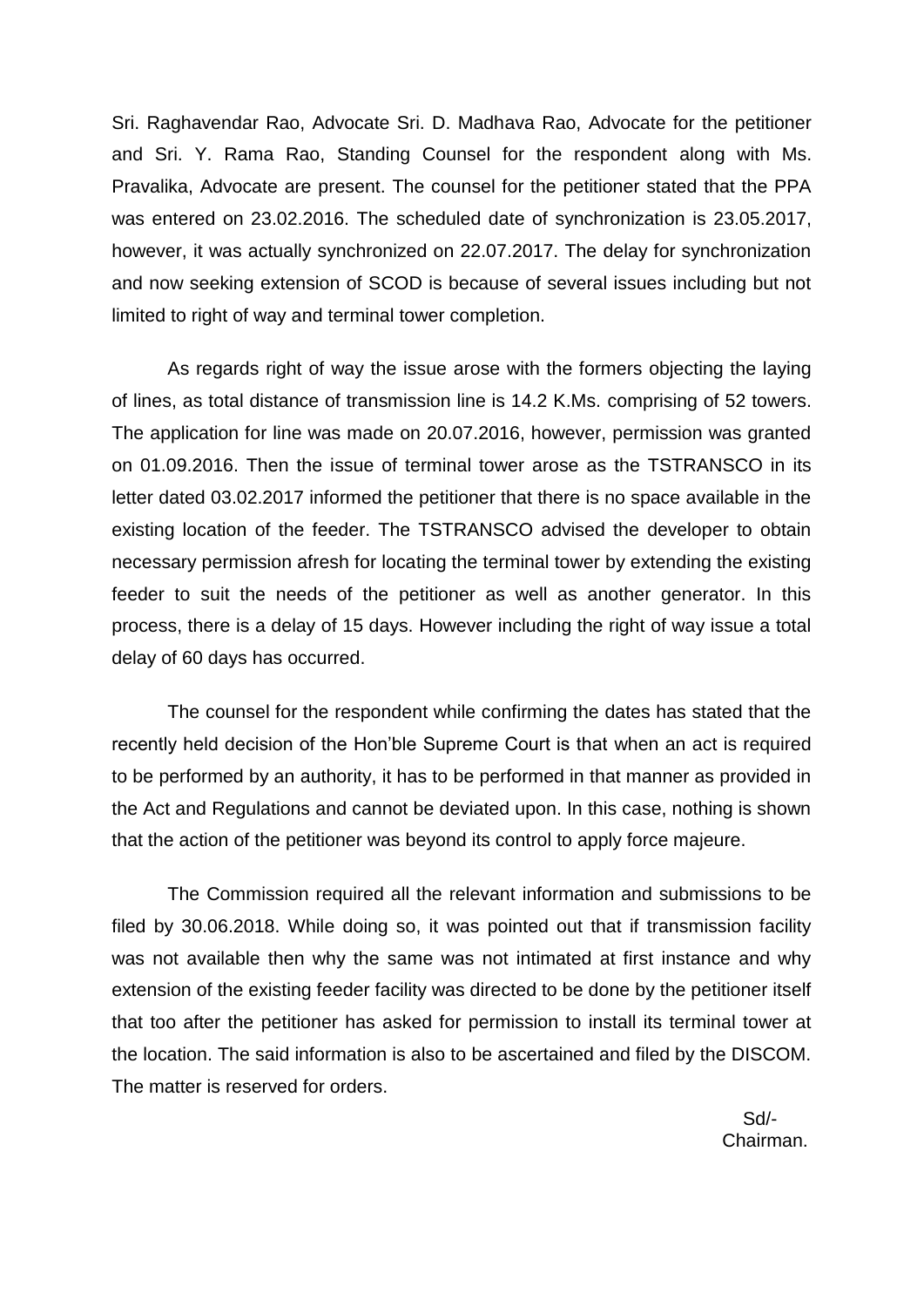Sri. Raghavendar Rao, Advocate Sri. D. Madhava Rao, Advocate for the petitioner and Sri. Y. Rama Rao, Standing Counsel for the respondent along with Ms. Pravalika, Advocate are present. The counsel for the petitioner stated that the PPA was entered on 23.02.2016. The scheduled date of synchronization is 23.05.2017, however, it was actually synchronized on 22.07.2017. The delay for synchronization and now seeking extension of SCOD is because of several issues including but not limited to right of way and terminal tower completion.

As regards right of way the issue arose with the formers objecting the laying of lines, as total distance of transmission line is 14.2 K.Ms. comprising of 52 towers. The application for line was made on 20.07.2016, however, permission was granted on 01.09.2016. Then the issue of terminal tower arose as the TSTRANSCO in its letter dated 03.02.2017 informed the petitioner that there is no space available in the existing location of the feeder. The TSTRANSCO advised the developer to obtain necessary permission afresh for locating the terminal tower by extending the existing feeder to suit the needs of the petitioner as well as another generator. In this process, there is a delay of 15 days. However including the right of way issue a total delay of 60 days has occurred.

The counsel for the respondent while confirming the dates has stated that the recently held decision of the Hon'ble Supreme Court is that when an act is required to be performed by an authority, it has to be performed in that manner as provided in the Act and Regulations and cannot be deviated upon. In this case, nothing is shown that the action of the petitioner was beyond its control to apply force majeure.

The Commission required all the relevant information and submissions to be filed by 30.06.2018. While doing so, it was pointed out that if transmission facility was not available then why the same was not intimated at first instance and why extension of the existing feeder facility was directed to be done by the petitioner itself that too after the petitioner has asked for permission to install its terminal tower at the location. The said information is also to be ascertained and filed by the DISCOM. The matter is reserved for orders.

Sd/-
Chairman.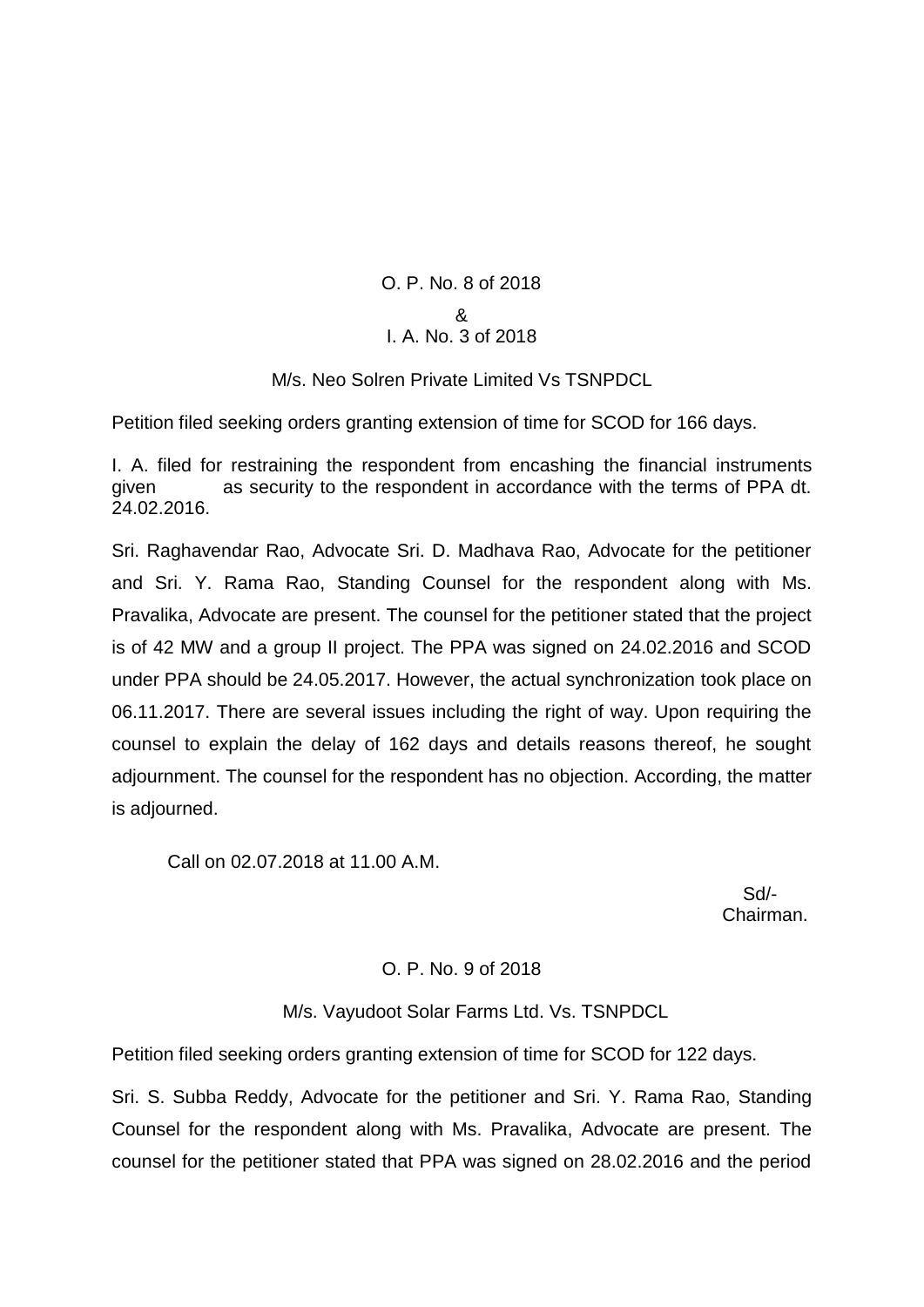O. P. No. 8 of 2018

&

I. A. No. 3 of 2018

M/s. Neo Solren Private Limited Vs TSNPDCL

Petition filed seeking orders granting extension of time for SCOD for 166 days.

I. A. filed for restraining the respondent from encashing the financial instruments given as security to the respondent in accordance with the terms of PPA dt. 24.02.2016.

Sri. Raghavendar Rao, Advocate Sri. D. Madhava Rao, Advocate for the petitioner and Sri. Y. Rama Rao, Standing Counsel for the respondent along with Ms. Pravalika, Advocate are present. The counsel for the petitioner stated that the project is of 42 MW and a group II project. The PPA was signed on 24.02.2016 and SCOD under PPA should be 24.05.2017. However, the actual synchronization took place on 06.11.2017. There are several issues including the right of way. Upon requiring the counsel to explain the delay of 162 days and details reasons thereof, he sought adjournment. The counsel for the respondent has no objection. According, the matter is adjourned.

Call on 02.07.2018 at 11.00 A.M.

Sd/-
Chairman.

O. P. No. 9 of 2018

M/s. Vayudoot Solar Farms Ltd. Vs. TSNPDCL

Petition filed seeking orders granting extension of time for SCOD for 122 days.

Sri. S. Subba Reddy, Advocate for the petitioner and Sri. Y. Rama Rao, Standing Counsel for the respondent along with Ms. Pravalika, Advocate are present. The counsel for the petitioner stated that PPA was signed on 28.02.2016 and the period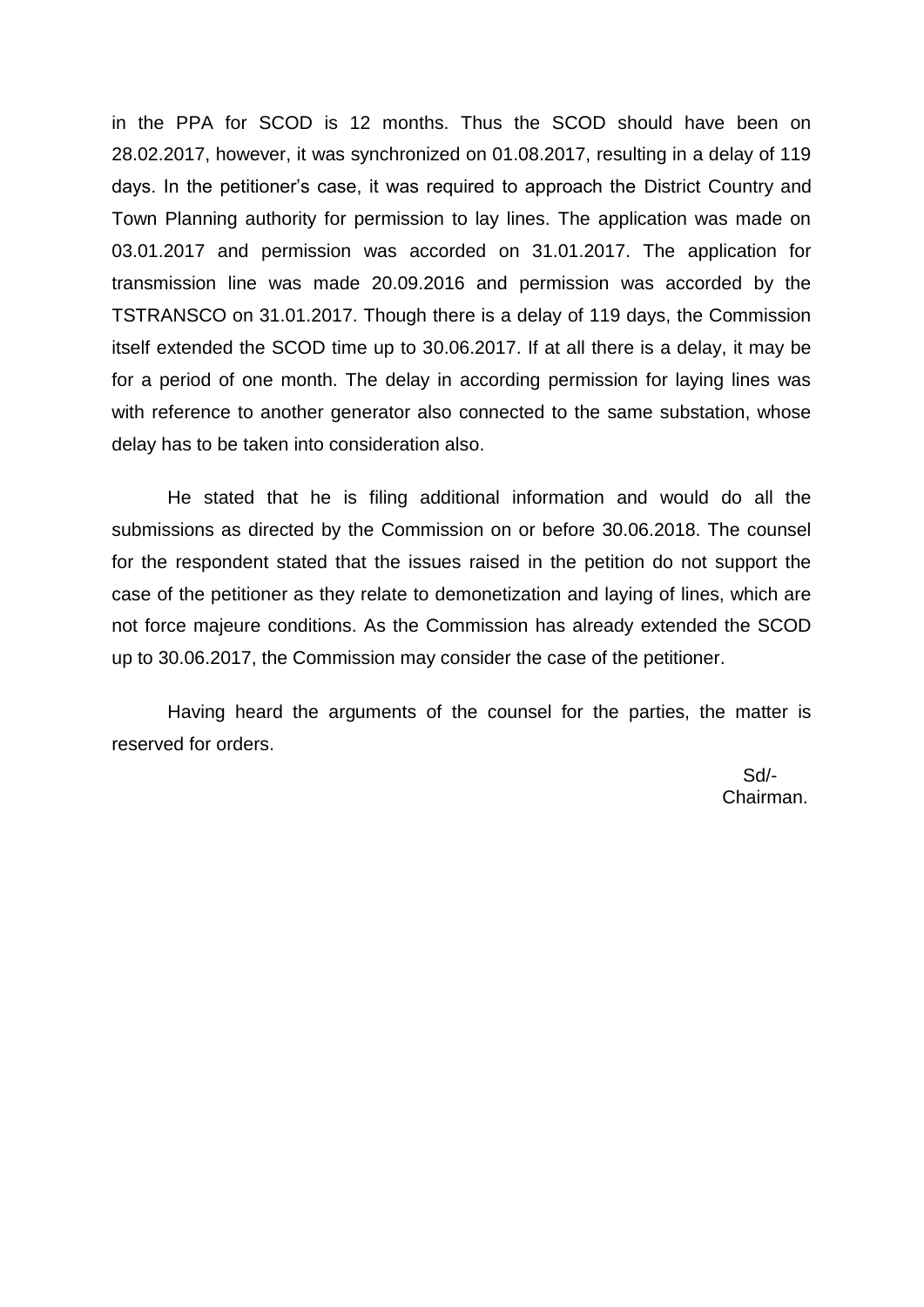in the PPA for SCOD is 12 months. Thus the SCOD should have been on 28.02.2017, however, it was synchronized on 01.08.2017, resulting in a delay of 119 days. In the petitioner's case, it was required to approach the District Country and Town Planning authority for permission to lay lines. The application was made on 03.01.2017 and permission was accorded on 31.01.2017. The application for transmission line was made 20.09.2016 and permission was accorded by the TSTRANSCO on 31.01.2017. Though there is a delay of 119 days, the Commission itself extended the SCOD time up to 30.06.2017. If at all there is a delay, it may be for a period of one month. The delay in according permission for laying lines was with reference to another generator also connected to the same substation, whose delay has to be taken into consideration also.

He stated that he is filing additional information and would do all the submissions as directed by the Commission on or before 30.06.2018. The counsel for the respondent stated that the issues raised in the petition do not support the case of the petitioner as they relate to demonetization and laying of lines, which are not force majeure conditions. As the Commission has already extended the SCOD up to 30.06.2017, the Commission may consider the case of the petitioner.

Having heard the arguments of the counsel for the parties, the matter is reserved for orders.

Sd/-
Chairman.